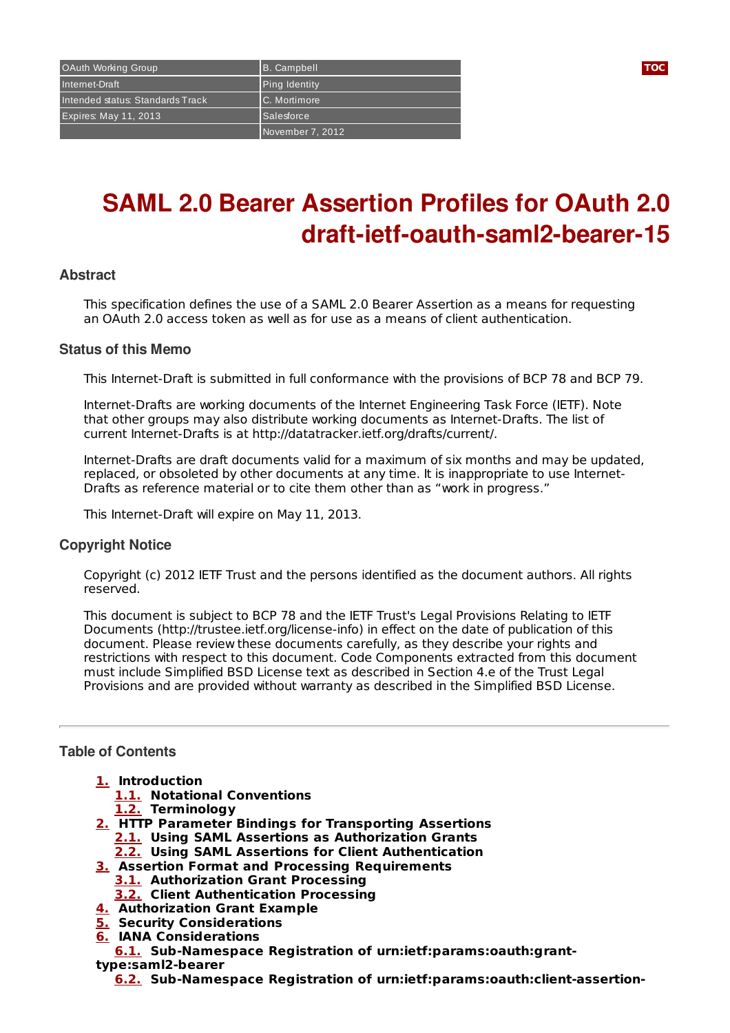| OAuth Working Group | B. Campbell |
| --- | --- |
| Internet-Draft | Ping Identity |
| Intended status: Standards Track | C. Mortimore |
| Expires: May 11, 2013 | Salesforce |
| | November 7, 2012 |

# SAML 2.0 Bearer Assertion Profiles for OAuth 2.0
# draft-ietf-oauth-saml2-bearer-15

### Abstract

This specification defines the use of a SAML 2.0 Bearer Assertion as a means for requesting an OAuth 2.0 access token as well as for use as a means of client authentication.

### Status of this Memo

This Internet-Draft is submitted in full conformance with the provisions of BCP 78 and BCP 79.

Internet-Drafts are working documents of the Internet Engineering Task Force (IETF). Note that other groups may also distribute working documents as Internet-Drafts. The list of current Internet-Drafts is at http://datatracker.ietf.org/drafts/current/.

Internet-Drafts are draft documents valid for a maximum of six months and may be updated, replaced, or obsoleted by other documents at any time. It is inappropriate to use Internet-Drafts as reference material or to cite them other than as "work in progress."

This Internet-Draft will expire on May 11, 2013.

### Copyright Notice

Copyright (c) 2012 IETF Trust and the persons identified as the document authors. All rights reserved.

This document is subject to BCP 78 and the IETF Trust's Legal Provisions Relating to IETF Documents (http://trustee.ietf.org/license-info) in effect on the date of publication of this document. Please review these documents carefully, as they describe your rights and restrictions with respect to this document. Code Components extracted from this document must include Simplified BSD License text as described in Section 4.e of the Trust Legal Provisions and are provided without warranty as described in the Simplified BSD License.

---

### Table of Contents

- **1.** **Introduction**
  - **1.1.** **Notational Conventions**
  - **1.2.** **Terminology**
- **2.** **HTTP Parameter Bindings for Transporting Assertions**
  - **2.1.** **Using SAML Assertions as Authorization Grants**
  - **2.2.** **Using SAML Assertions for Client Authentication**
- **3.** **Assertion Format and Processing Requirements**
  - **3.1.** **Authorization Grant Processing**
  - **3.2.** **Client Authentication Processing**
- **4.** **Authorization Grant Example**
- **5.** **Security Considerations**
- **6.** **IANA Considerations**
  - **6.1.** **Sub-Namespace Registration of urn:ietf:params:oauth:grant-type:saml2-bearer**
  - **6.2.** **Sub-Namespace Registration of urn:ietf:params:oauth:client-assertion-**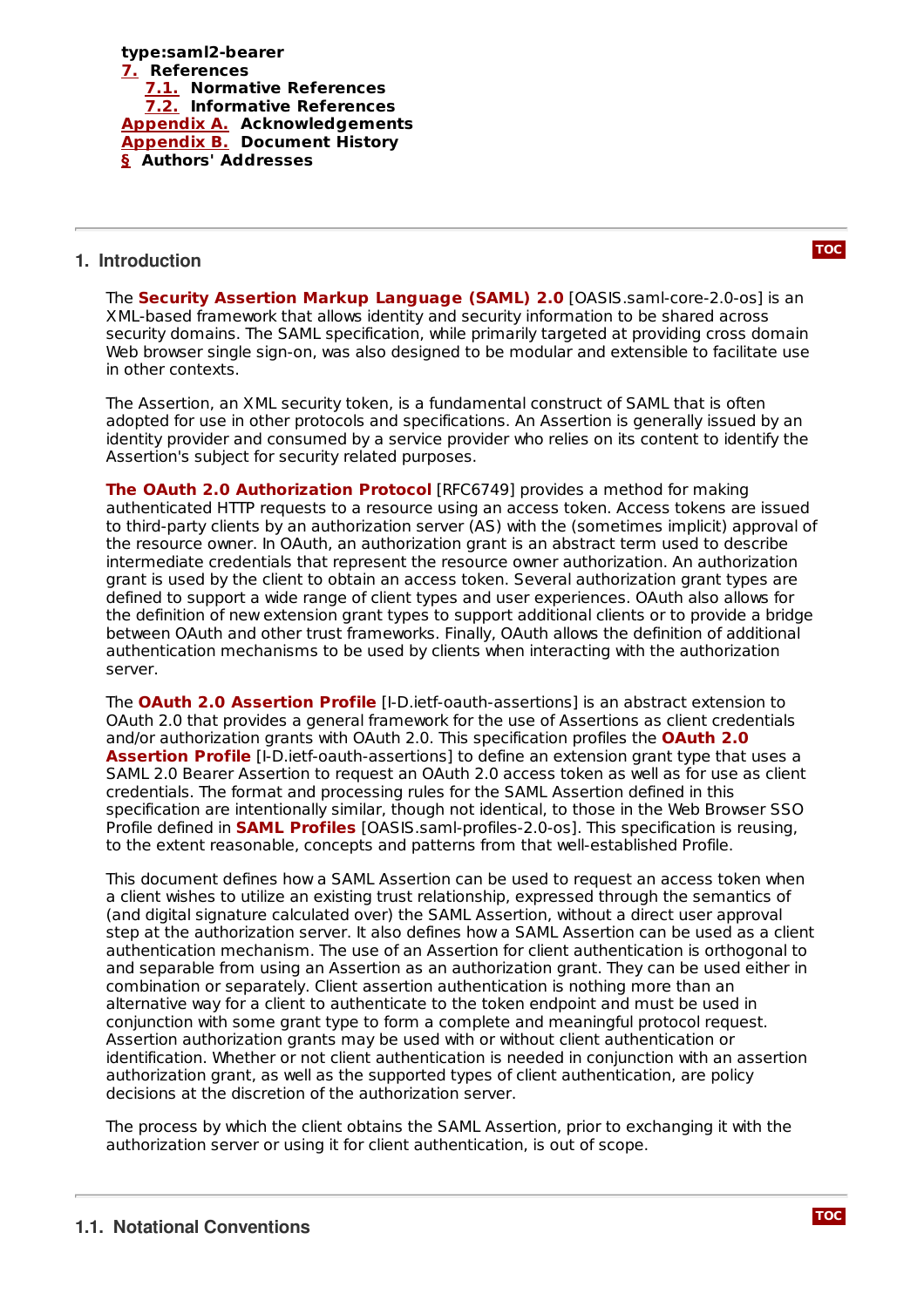type:saml2-bearer
7. References
7.1. Normative References
7.2. Informative References
Appendix A. Acknowledgements
Appendix B. Document History
§ Authors' Addresses

## 1. Introduction

The **Security Assertion Markup Language (SAML) 2.0** [OASIS.saml-core-2.0-os] is an XML-based framework that allows identity and security information to be shared across security domains. The SAML specification, while primarily targeted at providing cross domain Web browser single sign-on, was also designed to be modular and extensible to facilitate use in other contexts.

The Assertion, an XML security token, is a fundamental construct of SAML that is often adopted for use in other protocols and specifications. An Assertion is generally issued by an identity provider and consumed by a service provider who relies on its content to identify the Assertion's subject for security related purposes.

**The OAuth 2.0 Authorization Protocol** [RFC6749] provides a method for making authenticated HTTP requests to a resource using an access token. Access tokens are issued to third-party clients by an authorization server (AS) with the (sometimes implicit) approval of the resource owner. In OAuth, an authorization grant is an abstract term used to describe intermediate credentials that represent the resource owner authorization. An authorization grant is used by the client to obtain an access token. Several authorization grant types are defined to support a wide range of client types and user experiences. OAuth also allows for the definition of new extension grant types to support additional clients or to provide a bridge between OAuth and other trust frameworks. Finally, OAuth allows the definition of additional authentication mechanisms to be used by clients when interacting with the authorization server.

The **OAuth 2.0 Assertion Profile** [I-D.ietf-oauth-assertions] is an abstract extension to OAuth 2.0 that provides a general framework for the use of Assertions as client credentials and/or authorization grants with OAuth 2.0. This specification profiles the **OAuth 2.0 Assertion Profile** [I-D.ietf-oauth-assertions] to define an extension grant type that uses a SAML 2.0 Bearer Assertion to request an OAuth 2.0 access token as well as for use as client credentials. The format and processing rules for the SAML Assertion defined in this specification are intentionally similar, though not identical, to those in the Web Browser SSO Profile defined in **SAML Profiles** [OASIS.saml-profiles-2.0-os]. This specification is reusing, to the extent reasonable, concepts and patterns from that well-established Profile.

This document defines how a SAML Assertion can be used to request an access token when a client wishes to utilize an existing trust relationship, expressed through the semantics of (and digital signature calculated over) the SAML Assertion, without a direct user approval step at the authorization server. It also defines how a SAML Assertion can be used as a client authentication mechanism. The use of an Assertion for client authentication is orthogonal to and separable from using an Assertion as an authorization grant. They can be used either in combination or separately. Client assertion authentication is nothing more than an alternative way for a client to authenticate to the token endpoint and must be used in conjunction with some grant type to form a complete and meaningful protocol request. Assertion authorization grants may be used with or without client authentication or identification. Whether or not client authentication is needed in conjunction with an assertion authorization grant, as well as the supported types of client authentication, are policy decisions at the discretion of the authorization server.

The process by which the client obtains the SAML Assertion, prior to exchanging it with the authorization server or using it for client authentication, is out of scope.

### 1.1. Notational Conventions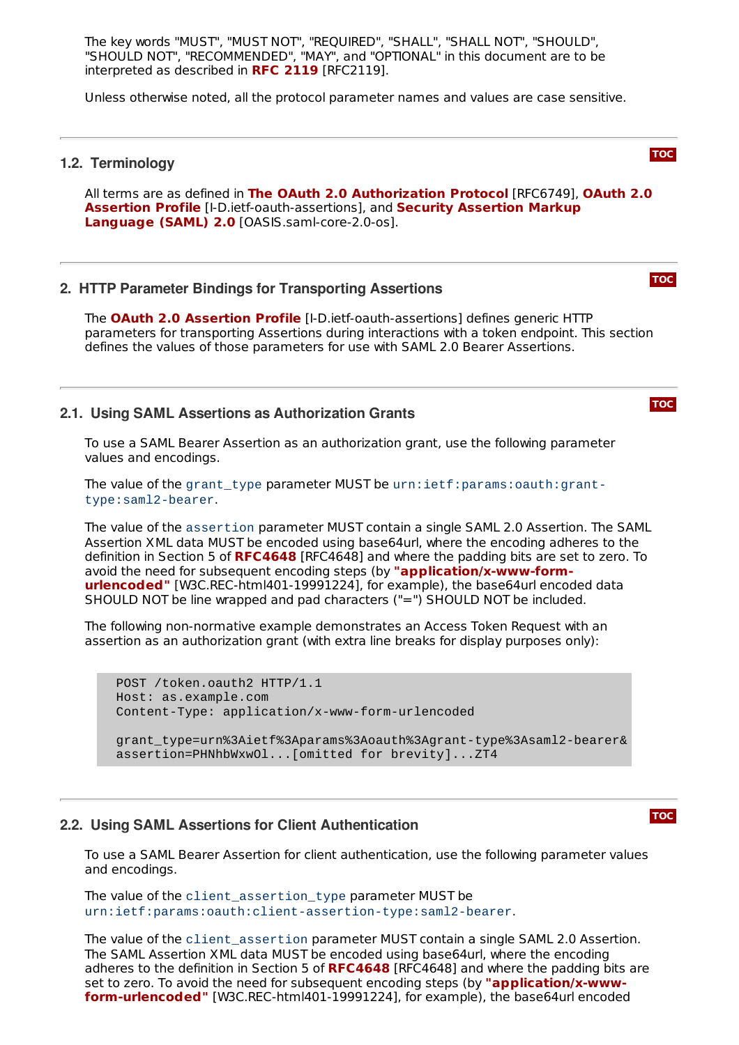The key words "MUST", "MUST NOT", "REQUIRED", "SHALL", "SHALL NOT", "SHOULD", "SHOULD NOT", "RECOMMENDED", "MAY", and "OPTIONAL" in this document are to be interpreted as described in **RFC 2119** [RFC2119].

Unless otherwise noted, all the protocol parameter names and values are case sensitive.

### 1.2. Terminology

All terms are as defined in **The OAuth 2.0 Authorization Protocol** [RFC6749], **OAuth 2.0 Assertion Profile** [I-D.ietf-oauth-assertions], and **Security Assertion Markup Language (SAML) 2.0** [OASIS.saml-core-2.0-os].

## 2. HTTP Parameter Bindings for Transporting Assertions

The **OAuth 2.0 Assertion Profile** [I-D.ietf-oauth-assertions] defines generic HTTP parameters for transporting Assertions during interactions with a token endpoint. This section defines the values of those parameters for use with SAML 2.0 Bearer Assertions.

### 2.1. Using SAML Assertions as Authorization Grants

To use a SAML Bearer Assertion as an authorization grant, use the following parameter values and encodings.

The value of the `grant_type` parameter MUST be `urn:ietf:params:oauth:grant-type:saml2-bearer`.

The value of the `assertion` parameter MUST contain a single SAML 2.0 Assertion. The SAML Assertion XML data MUST be encoded using base64url, where the encoding adheres to the definition in Section 5 of **RFC4648** [RFC4648] and where the padding bits are set to zero. To avoid the need for subsequent encoding steps (by **"application/x-www-form-urlencoded"** [W3C.REC-html401-19991224], for example), the base64url encoded data SHOULD NOT be line wrapped and pad characters ("=") SHOULD NOT be included.

The following non-normative example demonstrates an Access Token Request with an assertion as an authorization grant (with extra line breaks for display purposes only):

```
POST /token.oauth2 HTTP/1.1
Host: as.example.com
Content-Type: application/x-www-form-urlencoded

grant_type=urn%3Aietf%3Aparams%3Aoauth%3Agrant-type%3Asaml2-bearer&
assertion=PHNhbWxwOl...[omitted for brevity]...ZT4
```

### 2.2. Using SAML Assertions for Client Authentication

To use a SAML Bearer Assertion for client authentication, use the following parameter values and encodings.

The value of the `client_assertion_type` parameter MUST be `urn:ietf:params:oauth:client-assertion-type:saml2-bearer`.

The value of the `client_assertion` parameter MUST contain a single SAML 2.0 Assertion. The SAML Assertion XML data MUST be encoded using base64url, where the encoding adheres to the definition in Section 5 of **RFC4648** [RFC4648] and where the padding bits are set to zero. To avoid the need for subsequent encoding steps (by **"application/x-www-form-urlencoded"** [W3C.REC-html401-19991224], for example), the base64url encoded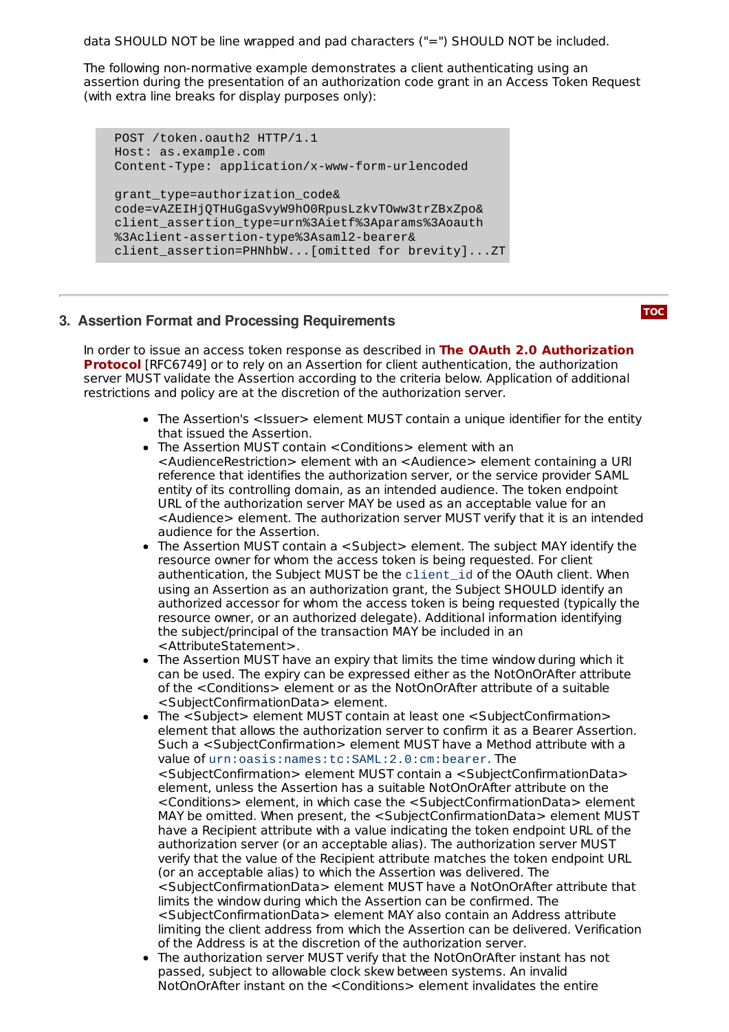data SHOULD NOT be line wrapped and pad characters ("=") SHOULD NOT be included.

The following non-normative example demonstrates a client authenticating using an assertion during the presentation of an authorization code grant in an Access Token Request (with extra line breaks for display purposes only):

```
POST /token.oauth2 HTTP/1.1
Host: as.example.com
Content-Type: application/x-www-form-urlencoded

grant_type=authorization_code&
code=vAZEIHjQTHuGgaSvyW9hO0RpusLzkvTOww3trZBxZpo&
client_assertion_type=urn%3Aietf%3Aparams%3Aoauth
%3Aclient-assertion-type%3Asaml2-bearer&
client_assertion=PHNhbW...[omitted for brevity]...ZT
```

## 3. Assertion Format and Processing Requirements

In order to issue an access token response as described in **The OAuth 2.0 Authorization Protocol** [RFC6749] or to rely on an Assertion for client authentication, the authorization server MUST validate the Assertion according to the criteria below. Application of additional restrictions and policy are at the discretion of the authorization server.

- The Assertion's <Issuer> element MUST contain a unique identifier for the entity that issued the Assertion.
- The Assertion MUST contain <Conditions> element with an <AudienceRestriction> element with an <Audience> element containing a URI reference that identifies the authorization server, or the service provider SAML entity of its controlling domain, as an intended audience. The token endpoint URL of the authorization server MAY be used as an acceptable value for an <Audience> element. The authorization server MUST verify that it is an intended audience for the Assertion.
- The Assertion MUST contain a <Subject> element. The subject MAY identify the resource owner for whom the access token is being requested. For client authentication, the Subject MUST be the `client_id` of the OAuth client. When using an Assertion as an authorization grant, the Subject SHOULD identify an authorized accessor for whom the access token is being requested (typically the resource owner, or an authorized delegate). Additional information identifying the subject/principal of the transaction MAY be included in an <AttributeStatement>.
- The Assertion MUST have an expiry that limits the time window during which it can be used. The expiry can be expressed either as the NotOnOrAfter attribute of the <Conditions> element or as the NotOnOrAfter attribute of a suitable <SubjectConfirmationData> element.
- The <Subject> element MUST contain at least one <SubjectConfirmation> element that allows the authorization server to confirm it as a Bearer Assertion. Such a <SubjectConfirmation> element MUST have a Method attribute with a value of `urn:oasis:names:tc:SAML:2.0:cm:bearer`. The <SubjectConfirmation> element MUST contain a <SubjectConfirmationData> element, unless the Assertion has a suitable NotOnOrAfter attribute on the <Conditions> element, in which case the <SubjectConfirmationData> element MAY be omitted. When present, the <SubjectConfirmationData> element MUST have a Recipient attribute with a value indicating the token endpoint URL of the authorization server (or an acceptable alias). The authorization server MUST verify that the value of the Recipient attribute matches the token endpoint URL (or an acceptable alias) to which the Assertion was delivered. The <SubjectConfirmationData> element MUST have a NotOnOrAfter attribute that limits the window during which the Assertion can be confirmed. The <SubjectConfirmationData> element MAY also contain an Address attribute limiting the client address from which the Assertion can be delivered. Verification of the Address is at the discretion of the authorization server.
- The authorization server MUST verify that the NotOnOrAfter instant has not passed, subject to allowable clock skew between systems. An invalid NotOnOrAfter instant on the <Conditions> element invalidates the entire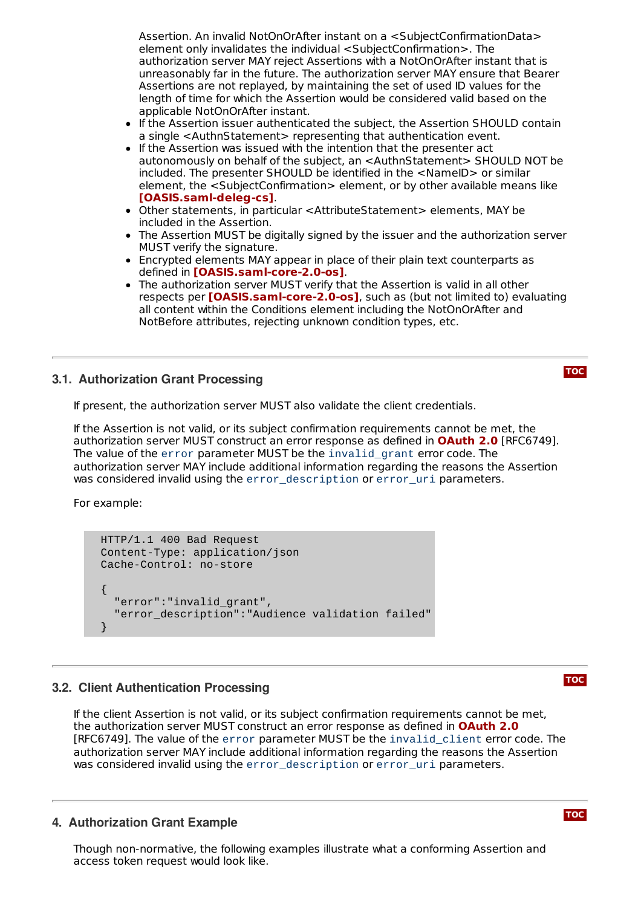Assertion. An invalid NotOnOrAfter instant on a <SubjectConfirmationData> element only invalidates the individual <SubjectConfirmation>. The authorization server MAY reject Assertions with a NotOnOrAfter instant that is unreasonably far in the future. The authorization server MAY ensure that Bearer Assertions are not replayed, by maintaining the set of used ID values for the length of time for which the Assertion would be considered valid based on the applicable NotOnOrAfter instant.
- If the Assertion issuer authenticated the subject, the Assertion SHOULD contain a single <AuthnStatement> representing that authentication event.
- If the Assertion was issued with the intention that the presenter act autonomously on behalf of the subject, an <AuthnStatement> SHOULD NOT be included. The presenter SHOULD be identified in the <NameID> or similar element, the <SubjectConfirmation> element, or by other available means like **[OASIS.saml-deleg-cs]**.
- Other statements, in particular <AttributeStatement> elements, MAY be included in the Assertion.
- The Assertion MUST be digitally signed by the issuer and the authorization server MUST verify the signature.
- Encrypted elements MAY appear in place of their plain text counterparts as defined in **[OASIS.saml-core-2.0-os]**.
- The authorization server MUST verify that the Assertion is valid in all other respects per **[OASIS.saml-core-2.0-os]**, such as (but not limited to) evaluating all content within the Conditions element including the NotOnOrAfter and NotBefore attributes, rejecting unknown condition types, etc.

## 3.1. Authorization Grant Processing

If present, the authorization server MUST also validate the client credentials.

If the Assertion is not valid, or its subject confirmation requirements cannot be met, the authorization server MUST construct an error response as defined in **OAuth 2.0** [RFC6749]. The value of the `error` parameter MUST be the `invalid_grant` error code. The authorization server MAY include additional information regarding the reasons the Assertion was considered invalid using the `error_description` or `error_uri` parameters.

For example:

```
HTTP/1.1 400 Bad Request
Content-Type: application/json
Cache-Control: no-store

{
  "error":"invalid_grant",
  "error_description":"Audience validation failed"
}
```

## 3.2. Client Authentication Processing

If the client Assertion is not valid, or its subject confirmation requirements cannot be met, the authorization server MUST construct an error response as defined in **OAuth 2.0** [RFC6749]. The value of the `error` parameter MUST be the `invalid_client` error code. The authorization server MAY include additional information regarding the reasons the Assertion was considered invalid using the `error_description` or `error_uri` parameters.

# 4. Authorization Grant Example

Though non-normative, the following examples illustrate what a conforming Assertion and access token request would look like.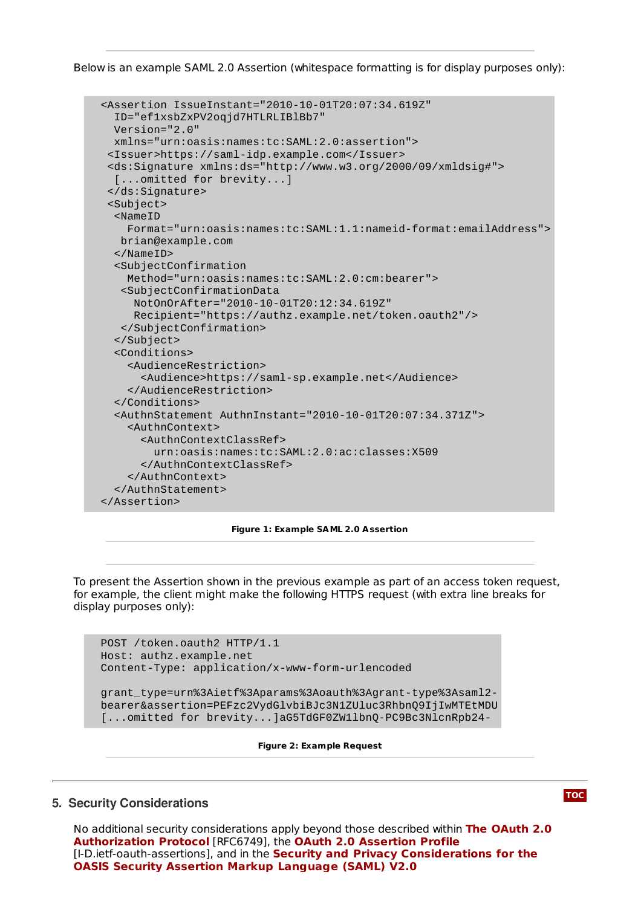Below is an example SAML 2.0 Assertion (whitespace formatting is for display purposes only):

```
<Assertion IssueInstant="2010-10-01T20:07:34.619Z"
  ID="ef1xsbZxPV2oqjd7HTLRLIBlBb7"
  Version="2.0"
  xmlns="urn:oasis:names:tc:SAML:2.0:assertion">
 <Issuer>https://saml-idp.example.com</Issuer>
 <ds:Signature xmlns:ds="http://www.w3.org/2000/09/xmldsig#">
  [...omitted for brevity...]
 </ds:Signature>
 <Subject>
  <NameID
    Format="urn:oasis:names:tc:SAML:1.1:nameid-format:emailAddress">
   brian@example.com
  </NameID>
  <SubjectConfirmation
    Method="urn:oasis:names:tc:SAML:2.0:cm:bearer">
   <SubjectConfirmationData
     NotOnOrAfter="2010-10-01T20:12:34.619Z"
     Recipient="https://authz.example.net/token.oauth2"/>
   </SubjectConfirmation>
  </Subject>
  <Conditions>
    <AudienceRestriction>
      <Audience>https://saml-sp.example.net</Audience>
    </AudienceRestriction>
  </Conditions>
  <AuthnStatement AuthnInstant="2010-10-01T20:07:34.371Z">
    <AuthnContext>
      <AuthnContextClassRef>
        urn:oasis:names:tc:SAML:2.0:ac:classes:X509
      </AuthnContextClassRef>
    </AuthnContext>
  </AuthnStatement>
</Assertion>
```

**Figure 1: Example SAML 2.0 Assertion**

To present the Assertion shown in the previous example as part of an access token request, for example, the client might make the following HTTPS request (with extra line breaks for display purposes only):

```
POST /token.oauth2 HTTP/1.1
Host: authz.example.net
Content-Type: application/x-www-form-urlencoded

grant_type=urn%3Aietf%3Aparams%3Aoauth%3Agrant-type%3Asaml2-
bearer&assertion=PEFzc2VydGlvbiBJc3N1ZUluc3RhbnQ9IjIwMTEtMDU
[...omitted for brevity...]aG5TdGF0ZW1lbnQ-PC9Bc3NlcnRpb24-
```

**Figure 2: Example Request**

## 5. Security Considerations

No additional security considerations apply beyond those described within **The OAuth 2.0 Authorization Protocol** [RFC6749], the **OAuth 2.0 Assertion Profile** [I-D.ietf-oauth-assertions], and in the **Security and Privacy Considerations for the OASIS Security Assertion Markup Language (SAML) V2.0**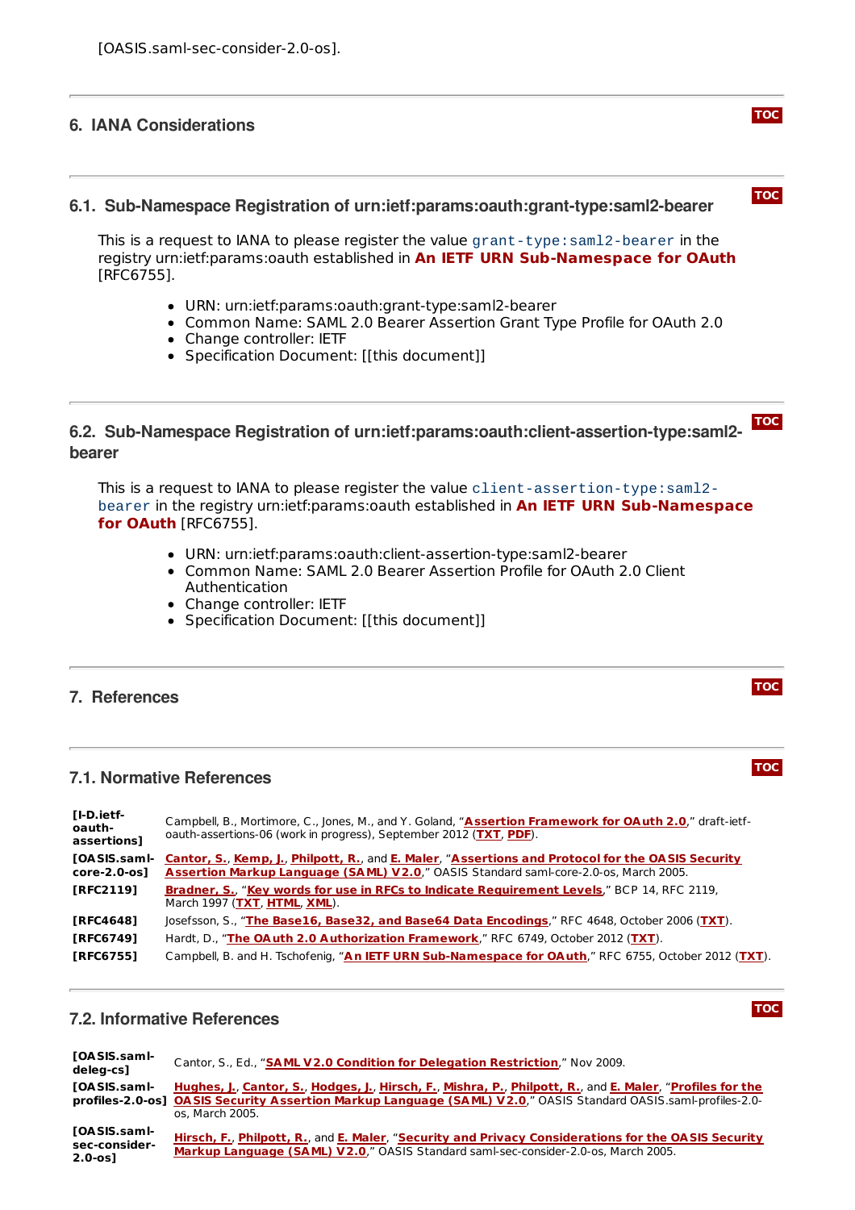[OASIS.saml-sec-consider-2.0-os].

## 6. IANA Considerations

### 6.1. Sub-Namespace Registration of urn:ietf:params:oauth:grant-type:saml2-bearer

This is a request to IANA to please register the value `grant-type:saml2-bearer` in the registry urn:ietf:params:oauth established in **An IETF URN Sub-Namespace for OAuth** [RFC6755].

- URN: urn:ietf:params:oauth:grant-type:saml2-bearer
- Common Name: SAML 2.0 Bearer Assertion Grant Type Profile for OAuth 2.0
- Change controller: IETF
- Specification Document: [[this document]]

### 6.2. Sub-Namespace Registration of urn:ietf:params:oauth:client-assertion-type:saml2-bearer

This is a request to IANA to please register the value `client-assertion-type:saml2-bearer` in the registry urn:ietf:params:oauth established in **An IETF URN Sub-Namespace for OAuth** [RFC6755].

- URN: urn:ietf:params:oauth:client-assertion-type:saml2-bearer
- Common Name: SAML 2.0 Bearer Assertion Profile for OAuth 2.0 Client Authentication
- Change controller: IETF
- Specification Document: [[this document]]

## 7. References

### 7.1. Normative References

| | |
|---|---|
| **[I-D.ietf-oauth-assertions]** | Campbell, B., Mortimore, C., Jones, M., and Y. Goland, "**Assertion Framework for OAuth 2.0**," draft-ietf-oauth-assertions-06 (work in progress), September 2012 (**TXT**, **PDF**). |
| **[OASIS.saml-core-2.0-os]** | **Cantor, S.**, **Kemp, J.**, **Philpott, R.**, and **E. Maler**, "**Assertions and Protocol for the OASIS Security Assertion Markup Language (SAML) V2.0**," OASIS Standard saml-core-2.0-os, March 2005. |
| **[RFC2119]** | **Bradner, S.**, "**Key words for use in RFCs to Indicate Requirement Levels**," BCP 14, RFC 2119, March 1997 (**TXT**, **HTML**, **XML**). |
| **[RFC4648]** | Josefsson, S., "**The Base16, Base32, and Base64 Data Encodings**," RFC 4648, October 2006 (**TXT**). |
| **[RFC6749]** | Hardt, D., "**The OAuth 2.0 Authorization Framework**," RFC 6749, October 2012 (**TXT**). |
| **[RFC6755]** | Campbell, B. and H. Tschofenig, "**An IETF URN Sub-Namespace for OAuth**," RFC 6755, October 2012 (**TXT**). |

### 7.2. Informative References

| | |
|---|---|
| **[OASIS.saml-deleg-cs]** | Cantor, S., Ed., "**SAML V2.0 Condition for Delegation Restriction**," Nov 2009. |
| **[OASIS.saml-profiles-2.0-os]** | **Hughes, J.**, **Cantor, S.**, **Hodges, J.**, **Hirsch, F.**, **Mishra, P.**, **Philpott, R.**, and **E. Maler**, "**Profiles for the OASIS Security Assertion Markup Language (SAML) V2.0**," OASIS Standard OASIS.saml-profiles-2.0-os, March 2005. |
| **[OASIS.saml-sec-consider-2.0-os]** | **Hirsch, F.**, **Philpott, R.**, and **E. Maler**, "**Security and Privacy Considerations for the OASIS Security Markup Language (SAML) V2.0**," OASIS Standard saml-sec-consider-2.0-os, March 2005. |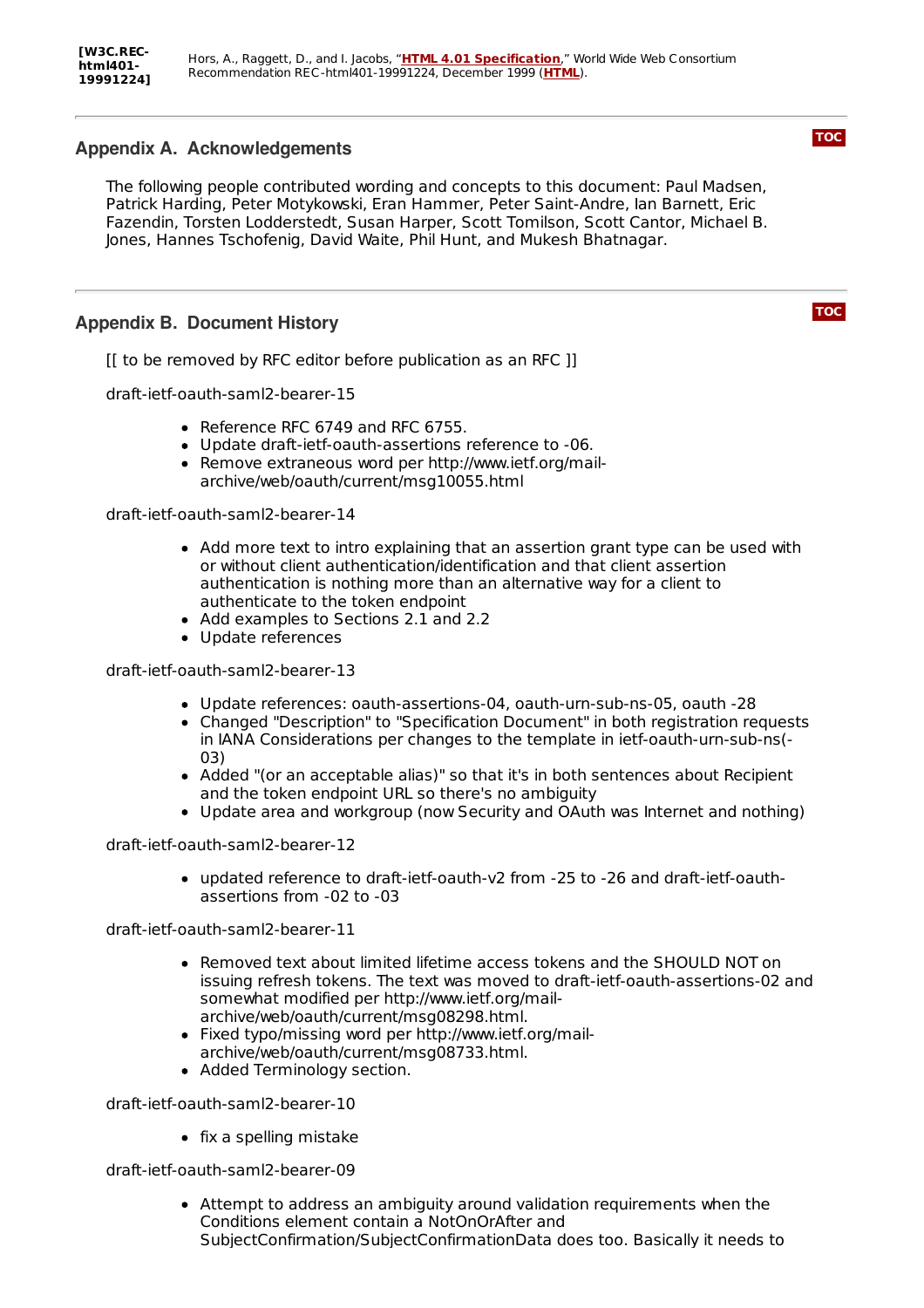| | |
|---|---|
| **[W3C.REC-html401-19991224]** | Hors, A., Raggett, D., and I. Jacobs, "**HTML 4.01 Specification**," World Wide Web Consortium Recommendation REC-html401-19991224, December 1999 (**HTML**). |

## Appendix A.  Acknowledgements

The following people contributed wording and concepts to this document: Paul Madsen, Patrick Harding, Peter Motykowski, Eran Hammer, Peter Saint-Andre, Ian Barnett, Eric Fazendin, Torsten Lodderstedt, Susan Harper, Scott Tomilson, Scott Cantor, Michael B. Jones, Hannes Tschofenig, David Waite, Phil Hunt, and Mukesh Bhatnagar.

## Appendix B.  Document History

[[ to be removed by RFC editor before publication as an RFC ]]

draft-ietf-oauth-saml2-bearer-15

- Reference RFC 6749 and RFC 6755.
- Update draft-ietf-oauth-assertions reference to -06.
- Remove extraneous word per http://www.ietf.org/mail-archive/web/oauth/current/msg10055.html

draft-ietf-oauth-saml2-bearer-14

- Add more text to intro explaining that an assertion grant type can be used with or without client authentication/identification and that client assertion authentication is nothing more than an alternative way for a client to authenticate to the token endpoint
- Add examples to Sections 2.1 and 2.2
- Update references

draft-ietf-oauth-saml2-bearer-13

- Update references: oauth-assertions-04, oauth-urn-sub-ns-05, oauth -28
- Changed "Description" to "Specification Document" in both registration requests in IANA Considerations per changes to the template in ietf-oauth-urn-sub-ns(-03)
- Added "(or an acceptable alias)" so that it's in both sentences about Recipient and the token endpoint URL so there's no ambiguity
- Update area and workgroup (now Security and OAuth was Internet and nothing)

draft-ietf-oauth-saml2-bearer-12

- updated reference to draft-ietf-oauth-v2 from -25 to -26 and draft-ietf-oauth-assertions from -02 to -03

draft-ietf-oauth-saml2-bearer-11

- Removed text about limited lifetime access tokens and the SHOULD NOT on issuing refresh tokens. The text was moved to draft-ietf-oauth-assertions-02 and somewhat modified per http://www.ietf.org/mail-archive/web/oauth/current/msg08298.html.
- Fixed typo/missing word per http://www.ietf.org/mail-archive/web/oauth/current/msg08733.html.
- Added Terminology section.

draft-ietf-oauth-saml2-bearer-10

- fix a spelling mistake

draft-ietf-oauth-saml2-bearer-09

- Attempt to address an ambiguity around validation requirements when the Conditions element contain a NotOnOrAfter and SubjectConfirmation/SubjectConfirmationData does too. Basically it needs to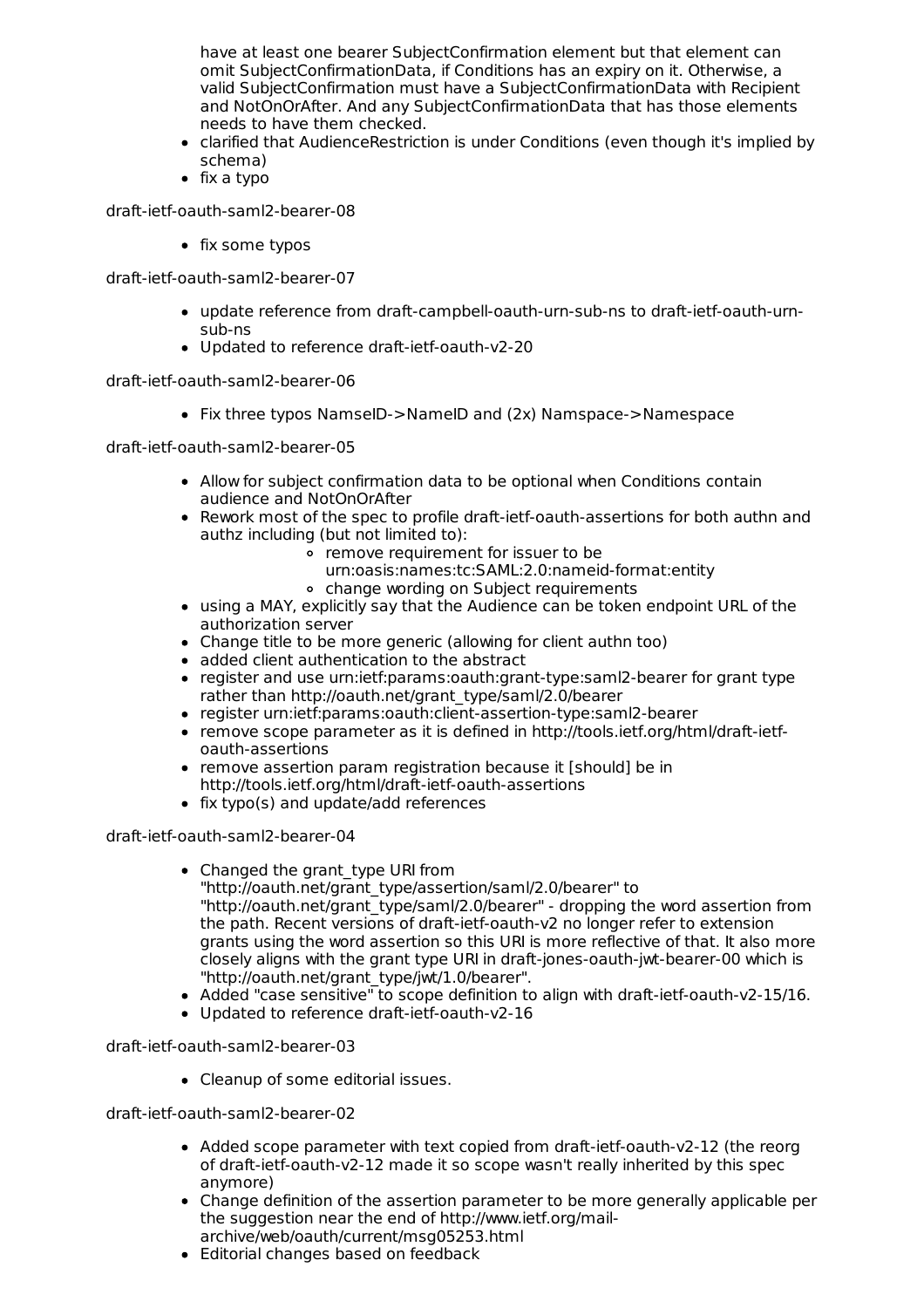have at least one bearer SubjectConfirmation element but that element can omit SubjectConfirmationData, if Conditions has an expiry on it. Otherwise, a valid SubjectConfirmation must have a SubjectConfirmationData with Recipient and NotOnOrAfter. And any SubjectConfirmationData that has those elements needs to have them checked.

- clarified that AudienceRestriction is under Conditions (even though it's implied by schema)
- fix a typo

draft-ietf-oauth-saml2-bearer-08

- fix some typos

draft-ietf-oauth-saml2-bearer-07

- update reference from draft-campbell-oauth-urn-sub-ns to draft-ietf-oauth-urn-sub-ns
- Updated to reference draft-ietf-oauth-v2-20

draft-ietf-oauth-saml2-bearer-06

- Fix three typos NamseID->NameID and (2x) Namspace->Namespace

draft-ietf-oauth-saml2-bearer-05

- Allow for subject confirmation data to be optional when Conditions contain audience and NotOnOrAfter
- Rework most of the spec to profile draft-ietf-oauth-assertions for both authn and authz including (but not limited to):
    - remove requirement for issuer to be urn:oasis:names:tc:SAML:2.0:nameid-format:entity
    - change wording on Subject requirements
- using a MAY, explicitly say that the Audience can be token endpoint URL of the authorization server
- Change title to be more generic (allowing for client authn too)
- added client authentication to the abstract
- register and use urn:ietf:params:oauth:grant-type:saml2-bearer for grant type rather than http://oauth.net/grant_type/saml/2.0/bearer
- register urn:ietf:params:oauth:client-assertion-type:saml2-bearer
- remove scope parameter as it is defined in http://tools.ietf.org/html/draft-ietf-oauth-assertions
- remove assertion param registration because it [should] be in http://tools.ietf.org/html/draft-ietf-oauth-assertions
- fix typo(s) and update/add references

draft-ietf-oauth-saml2-bearer-04

- Changed the grant_type URI from "http://oauth.net/grant_type/assertion/saml/2.0/bearer" to "http://oauth.net/grant_type/saml/2.0/bearer" - dropping the word assertion from the path. Recent versions of draft-ietf-oauth-v2 no longer refer to extension grants using the word assertion so this URI is more reflective of that. It also more closely aligns with the grant type URI in draft-jones-oauth-jwt-bearer-00 which is "http://oauth.net/grant_type/jwt/1.0/bearer".
- Added "case sensitive" to scope definition to align with draft-ietf-oauth-v2-15/16.
- Updated to reference draft-ietf-oauth-v2-16

draft-ietf-oauth-saml2-bearer-03

- Cleanup of some editorial issues.

draft-ietf-oauth-saml2-bearer-02

- Added scope parameter with text copied from draft-ietf-oauth-v2-12 (the reorg of draft-ietf-oauth-v2-12 made it so scope wasn't really inherited by this spec anymore)
- Change definition of the assertion parameter to be more generally applicable per the suggestion near the end of http://www.ietf.org/mail-archive/web/oauth/current/msg05253.html
- Editorial changes based on feedback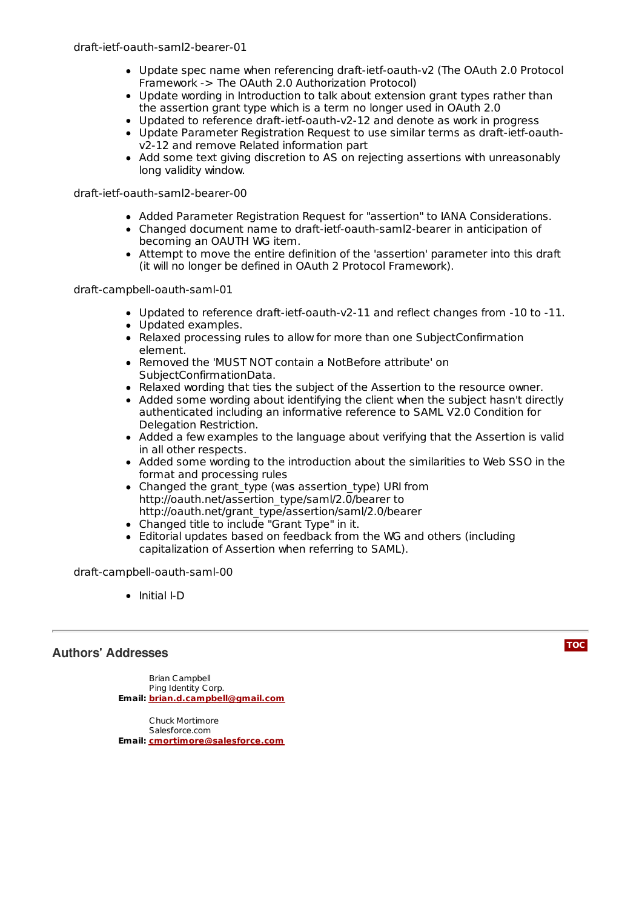draft-ietf-oauth-saml2-bearer-01

- Update spec name when referencing draft-ietf-oauth-v2 (The OAuth 2.0 Protocol Framework -> The OAuth 2.0 Authorization Protocol)
- Update wording in Introduction to talk about extension grant types rather than the assertion grant type which is a term no longer used in OAuth 2.0
- Updated to reference draft-ietf-oauth-v2-12 and denote as work in progress
- Update Parameter Registration Request to use similar terms as draft-ietf-oauth-v2-12 and remove Related information part
- Add some text giving discretion to AS on rejecting assertions with unreasonably long validity window.

draft-ietf-oauth-saml2-bearer-00

- Added Parameter Registration Request for "assertion" to IANA Considerations.
- Changed document name to draft-ietf-oauth-saml2-bearer in anticipation of becoming an OAUTH WG item.
- Attempt to move the entire definition of the 'assertion' parameter into this draft (it will no longer be defined in OAuth 2 Protocol Framework).

draft-campbell-oauth-saml-01

- Updated to reference draft-ietf-oauth-v2-11 and reflect changes from -10 to -11.
- Updated examples.
- Relaxed processing rules to allow for more than one SubjectConfirmation element.
- Removed the 'MUST NOT contain a NotBefore attribute' on SubjectConfirmationData.
- Relaxed wording that ties the subject of the Assertion to the resource owner.
- Added some wording about identifying the client when the subject hasn't directly authenticated including an informative reference to SAML V2.0 Condition for Delegation Restriction.
- Added a few examples to the language about verifying that the Assertion is valid in all other respects.
- Added some wording to the introduction about the similarities to Web SSO in the format and processing rules
- Changed the grant_type (was assertion_type) URI from http://oauth.net/assertion_type/saml/2.0/bearer to http://oauth.net/grant_type/assertion/saml/2.0/bearer
- Changed title to include "Grant Type" in it.
- Editorial updates based on feedback from the WG and others (including capitalization of Assertion when referring to SAML).

draft-campbell-oauth-saml-00

- Initial I-D

## Authors' Addresses

Brian Campbell
Ping Identity Corp.
**Email:** brian.d.campbell@gmail.com

Chuck Mortimore
Salesforce.com
**Email:** cmortimore@salesforce.com